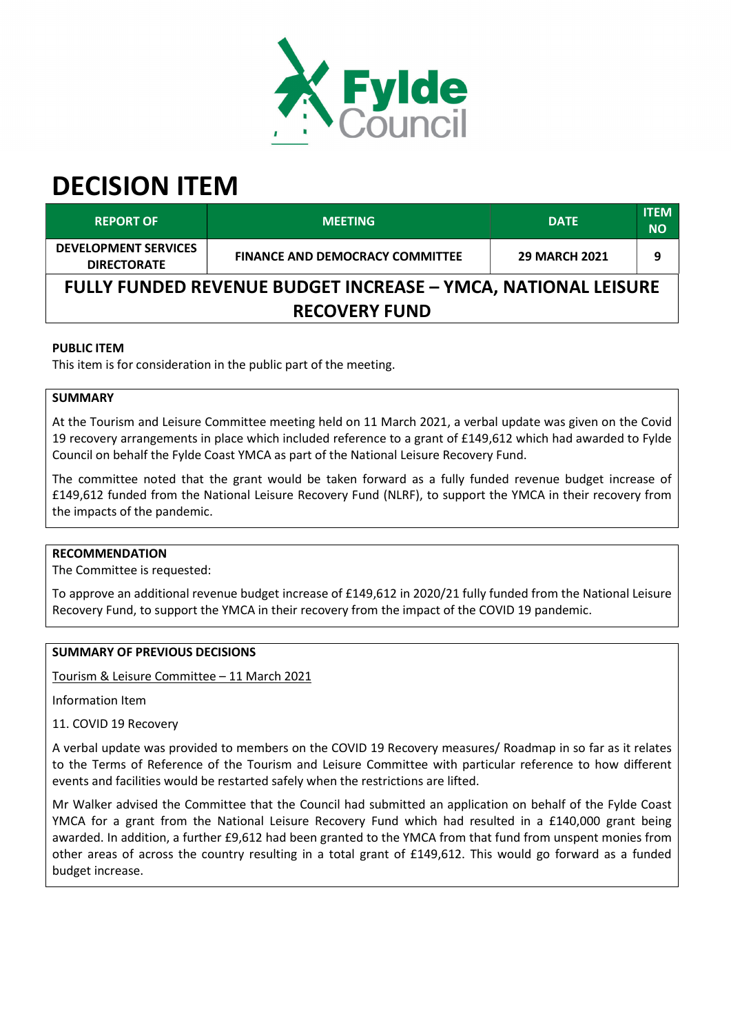# DECISION ITEM

| REPORT OF | MEETING | DATE | ITEM NO |
|---|---|---|---|
| DEVELOPMENT SERVICES DIRECTORATE | FINANCE AND DEMOCRACY COMMITTEE | 29 MARCH 2021 | 9 |

## FULLY FUNDED REVENUE BUDGET INCREASE – YMCA, NATIONAL LEISURE RECOVERY FUND

**PUBLIC ITEM**

This item is for consideration in the public part of the meeting.

**SUMMARY**

At the Tourism and Leisure Committee meeting held on 11 March 2021, a verbal update was given on the Covid 19 recovery arrangements in place which included reference to a grant of £149,612 which had awarded to Fylde Council on behalf the Fylde Coast YMCA as part of the National Leisure Recovery Fund.

The committee noted that the grant would be taken forward as a fully funded revenue budget increase of £149,612 funded from the National Leisure Recovery Fund (NLRF), to support the YMCA in their recovery from the impacts of the pandemic.

**RECOMMENDATION**

The Committee is requested:

To approve an additional revenue budget increase of £149,612 in 2020/21 fully funded from the National Leisure Recovery Fund, to support the YMCA in their recovery from the impact of the COVID 19 pandemic.

**SUMMARY OF PREVIOUS DECISIONS**

Tourism & Leisure Committee – 11 March 2021

Information Item

11. COVID 19 Recovery

A verbal update was provided to members on the COVID 19 Recovery measures/ Roadmap in so far as it relates to the Terms of Reference of the Tourism and Leisure Committee with particular reference to how different events and facilities would be restarted safely when the restrictions are lifted.

Mr Walker advised the Committee that the Council had submitted an application on behalf of the Fylde Coast YMCA for a grant from the National Leisure Recovery Fund which had resulted in a £140,000 grant being awarded. In addition, a further £9,612 had been granted to the YMCA from that fund from unspent monies from other areas of across the country resulting in a total grant of £149,612. This would go forward as a funded budget increase.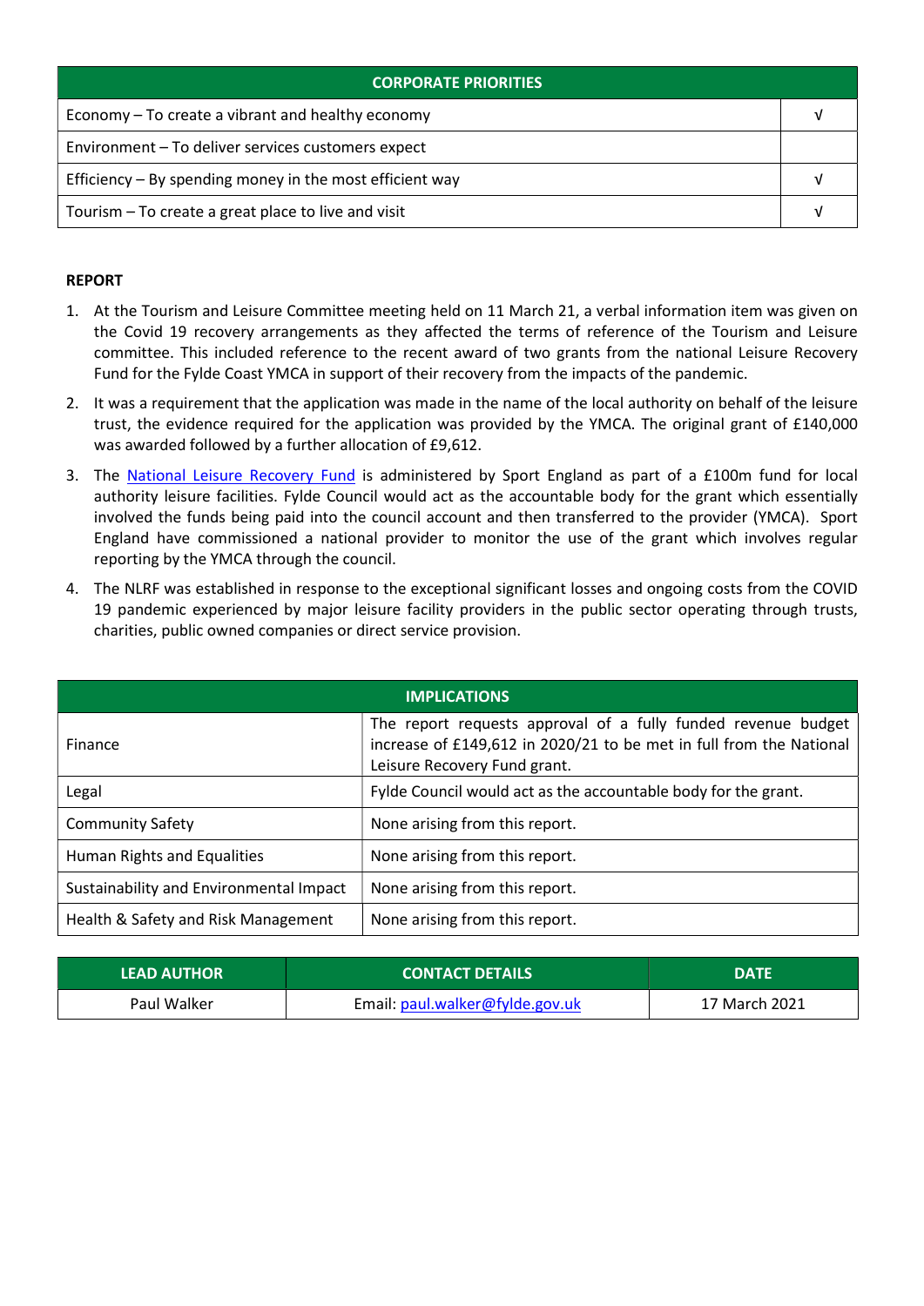| CORPORATE PRIORITIES | |
|---|---|
| Economy – To create a vibrant and healthy economy | √ |
| Environment – To deliver services customers expect | |
| Efficiency – By spending money in the most efficient way | √ |
| Tourism – To create a great place to live and visit | √ |

**REPORT**

1. At the Tourism and Leisure Committee meeting held on 11 March 21, a verbal information item was given on the Covid 19 recovery arrangements as they affected the terms of reference of the Tourism and Leisure committee. This included reference to the recent award of two grants from the national Leisure Recovery Fund for the Fylde Coast YMCA in support of their recovery from the impacts of the pandemic.

2. It was a requirement that the application was made in the name of the local authority on behalf of the leisure trust, the evidence required for the application was provided by the YMCA. The original grant of £140,000 was awarded followed by a further allocation of £9,612.

3. The [National Leisure Recovery Fund] is administered by Sport England as part of a £100m fund for local authority leisure facilities. Fylde Council would act as the accountable body for the grant which essentially involved the funds being paid into the council account and then transferred to the provider (YMCA). Sport England have commissioned a national provider to monitor the use of the grant which involves regular reporting by the YMCA through the council.

4. The NLRF was established in response to the exceptional significant losses and ongoing costs from the COVID 19 pandemic experienced by major leisure facility providers in the public sector operating through trusts, charities, public owned companies or direct service provision.

| IMPLICATIONS | |
|---|---|
| Finance | The report requests approval of a fully funded revenue budget increase of £149,612 in 2020/21 to be met in full from the National Leisure Recovery Fund grant. |
| Legal | Fylde Council would act as the accountable body for the grant. |
| Community Safety | None arising from this report. |
| Human Rights and Equalities | None arising from this report. |
| Sustainability and Environmental Impact | None arising from this report. |
| Health & Safety and Risk Management | None arising from this report. |

| LEAD AUTHOR | CONTACT DETAILS | DATE |
|---|---|---|
| Paul Walker | Email: paul.walker@fylde.gov.uk | 17 March 2021 |